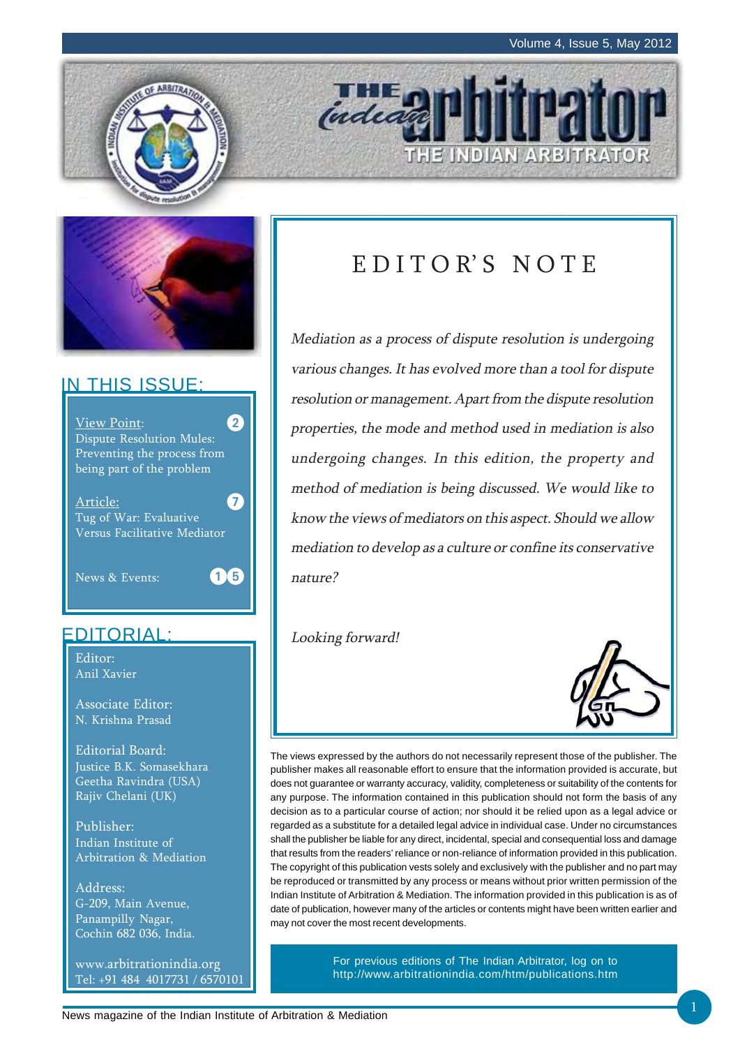# THE INDIAN ARBITRATOR

## IN THIS ISSUE:

- View Point: Dispute Resolution Mules: Preventing the process from being part of the problem — 2
- Article: Tug of War: Evaluative Versus Facilitative Mediator — 7
- News & Events: — 15

## EDITORIAL:

Editor:
Anil Xavier

Associate Editor:
N. Krishna Prasad

Editorial Board:
Justice B.K. Somasekhara
Geetha Ravindra (USA)
Rajiv Chelani (UK)

Publisher:
Indian Institute of Arbitration & Mediation

Address:
G-209, Main Avenue,
Panampilly Nagar,
Cochin 682 036, India.

www.arbitrationindia.org
Tel: +91 484 4017731 / 6570101

## EDITOR'S NOTE

*Mediation as a process of dispute resolution is undergoing various changes. It has evolved more than a tool for dispute resolution or management. Apart from the dispute resolution properties, the mode and method used in mediation is also undergoing changes. In this edition, the property and method of mediation is being discussed. We would like to know the views of mediators on this aspect. Should we allow mediation to develop as a culture or confine its conservative nature?*

*Looking forward!*

The views expressed by the authors do not necessarily represent those of the publisher. The publisher makes all reasonable effort to ensure that the information provided is accurate, but does not guarantee or warranty accuracy, validity, completeness or suitability of the contents for any purpose. The information contained in this publication should not form the basis of any decision as to a particular course of action; nor should it be relied upon as a legal advice or regarded as a substitute for a detailed legal advice in individual case. Under no circumstances shall the publisher be liable for any direct, incidental, special and consequential loss and damage that results from the readers' reliance or non-reliance of information provided in this publication. The copyright of this publication vests solely and exclusively with the publisher and no part may be reproduced or transmitted by any process or means without prior written permission of the Indian Institute of Arbitration & Mediation. The information provided in this publication is as of date of publication, however many of the articles or contents might have been written earlier and may not cover the most recent developments.

For previous editions of The Indian Arbitrator, log on to http://www.arbitrationindia.com/htm/publications.htm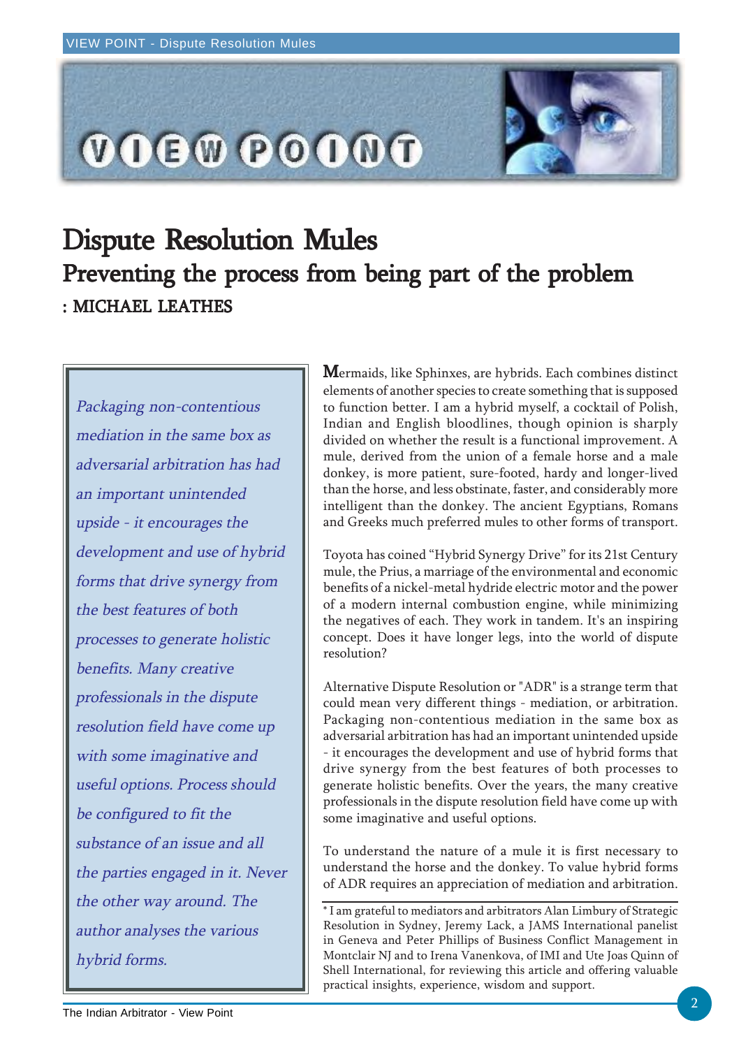# Dispute Resolution Mules

## Preventing the process from being part of the problem

**: MICHAEL LEATHES**

*Packaging non-contentious mediation in the same box as adversarial arbitration has had an important unintended upside - it encourages the development and use of hybrid forms that drive synergy from the best features of both processes to generate holistic benefits. Many creative professionals in the dispute resolution field have come up with some imaginative and useful options. Process should be configured to fit the substance of an issue and all the parties engaged in it. Never the other way around. The author analyses the various hybrid forms.*

Mermaids, like Sphinxes, are hybrids. Each combines distinct elements of another species to create something that is supposed to function better. I am a hybrid myself, a cocktail of Polish, Indian and English bloodlines, though opinion is sharply divided on whether the result is a functional improvement. A mule, derived from the union of a female horse and a male donkey, is more patient, sure-footed, hardy and longer-lived than the horse, and less obstinate, faster, and considerably more intelligent than the donkey. The ancient Egyptians, Romans and Greeks much preferred mules to other forms of transport.

Toyota has coined "Hybrid Synergy Drive" for its 21st Century mule, the Prius, a marriage of the environmental and economic benefits of a nickel-metal hydride electric motor and the power of a modern internal combustion engine, while minimizing the negatives of each. They work in tandem. It's an inspiring concept. Does it have longer legs, into the world of dispute resolution?

Alternative Dispute Resolution or "ADR" is a strange term that could mean very different things - mediation, or arbitration. Packaging non-contentious mediation in the same box as adversarial arbitration has had an important unintended upside - it encourages the development and use of hybrid forms that drive synergy from the best features of both processes to generate holistic benefits. Over the years, the many creative professionals in the dispute resolution field have come up with some imaginative and useful options.

To understand the nature of a mule it is first necessary to understand the horse and the donkey. To value hybrid forms of ADR requires an appreciation of mediation and arbitration.

* I am grateful to mediators and arbitrators Alan Limbury of Strategic Resolution in Sydney, Jeremy Lack, a JAMS International panelist in Geneva and Peter Phillips of Business Conflict Management in Montclair NJ and to Irena Vanenkova, of IMI and Ute Joas Quinn of Shell International, for reviewing this article and offering valuable practical insights, experience, wisdom and support.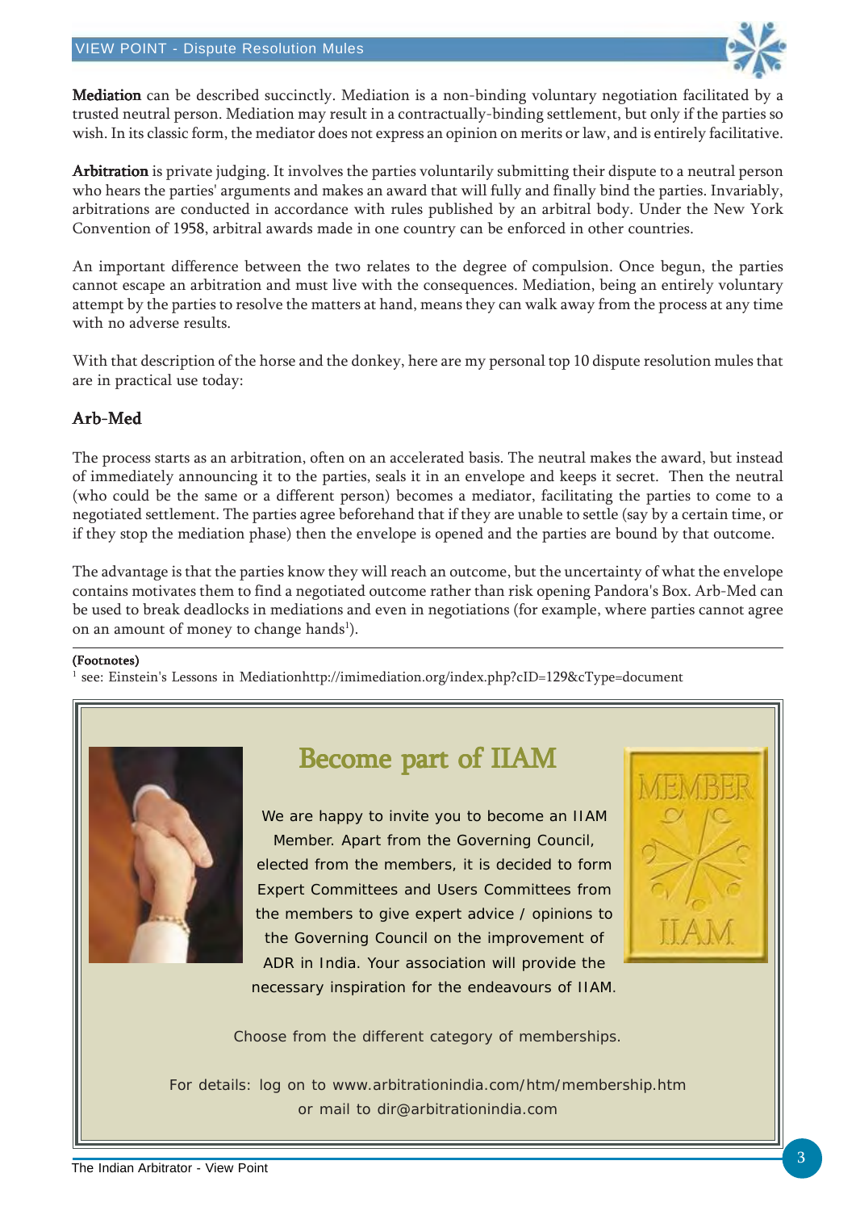**Mediation** can be described succinctly. Mediation is a non-binding voluntary negotiation facilitated by a trusted neutral person. Mediation may result in a contractually-binding settlement, but only if the parties so wish. In its classic form, the mediator does not express an opinion on merits or law, and is entirely facilitative.

**Arbitration** is private judging. It involves the parties voluntarily submitting their dispute to a neutral person who hears the parties' arguments and makes an award that will fully and finally bind the parties. Invariably, arbitrations are conducted in accordance with rules published by an arbitral body. Under the New York Convention of 1958, arbitral awards made in one country can be enforced in other countries.

An important difference between the two relates to the degree of compulsion. Once begun, the parties cannot escape an arbitration and must live with the consequences. Mediation, being an entirely voluntary attempt by the parties to resolve the matters at hand, means they can walk away from the process at any time with no adverse results.

With that description of the horse and the donkey, here are my personal top 10 dispute resolution mules that are in practical use today:

## Arb-Med

The process starts as an arbitration, often on an accelerated basis. The neutral makes the award, but instead of immediately announcing it to the parties, seals it in an envelope and keeps it secret. Then the neutral (who could be the same or a different person) becomes a mediator, facilitating the parties to come to a negotiated settlement. The parties agree beforehand that if they are unable to settle (say by a certain time, or if they stop the mediation phase) then the envelope is opened and the parties are bound by that outcome.

The advantage is that the parties know they will reach an outcome, but the uncertainty of what the envelope contains motivates them to find a negotiated outcome rather than risk opening Pandora's Box. Arb-Med can be used to break deadlocks in mediations and even in negotiations (for example, where parties cannot agree on an amount of money to change hands[1]).

**(Footnotes)**

[1] see: Einstein's Lessons in Mediationhttp://imimediation.org/index.php?cID=129&cType=document

## Become part of IIAM

We are happy to invite you to become an IIAM Member. Apart from the Governing Council, elected from the members, it is decided to form Expert Committees and Users Committees from the members to give expert advice / opinions to the Governing Council on the improvement of ADR in India. Your association will provide the necessary inspiration for the endeavours of IIAM.

Choose from the different category of memberships.

For details: log on to www.arbitrationindia.com/htm/membership.htm or mail to dir@arbitrationindia.com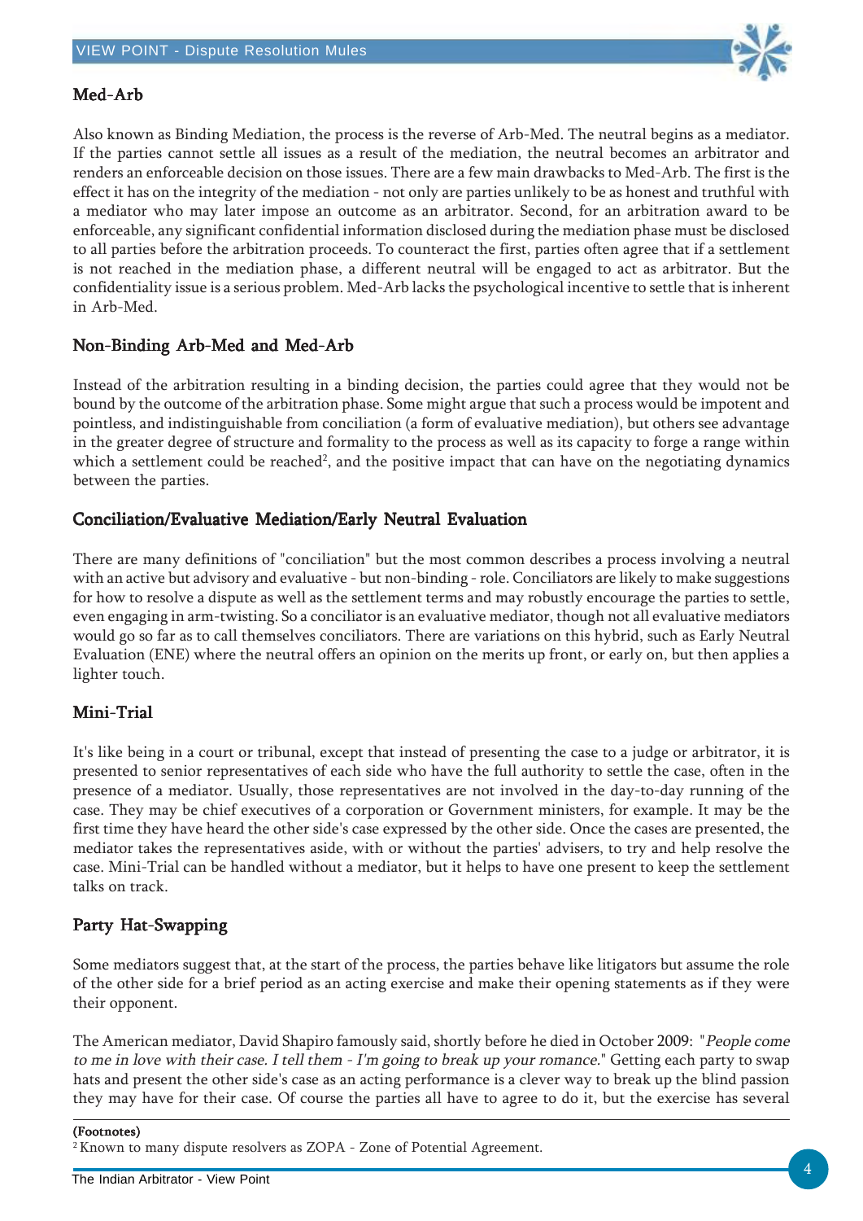## Med-Arb

Also known as Binding Mediation, the process is the reverse of Arb-Med. The neutral begins as a mediator. If the parties cannot settle all issues as a result of the mediation, the neutral becomes an arbitrator and renders an enforceable decision on those issues. There are a few main drawbacks to Med-Arb. The first is the effect it has on the integrity of the mediation - not only are parties unlikely to be as honest and truthful with a mediator who may later impose an outcome as an arbitrator. Second, for an arbitration award to be enforceable, any significant confidential information disclosed during the mediation phase must be disclosed to all parties before the arbitration proceeds. To counteract the first, parties often agree that if a settlement is not reached in the mediation phase, a different neutral will be engaged to act as arbitrator. But the confidentiality issue is a serious problem. Med-Arb lacks the psychological incentive to settle that is inherent in Arb-Med.

## Non-Binding Arb-Med and Med-Arb

Instead of the arbitration resulting in a binding decision, the parties could agree that they would not be bound by the outcome of the arbitration phase. Some might argue that such a process would be impotent and pointless, and indistinguishable from conciliation (a form of evaluative mediation), but others see advantage in the greater degree of structure and formality to the process as well as its capacity to forge a range within which a settlement could be reached[2], and the positive impact that can have on the negotiating dynamics between the parties.

## Conciliation/Evaluative Mediation/Early Neutral Evaluation

There are many definitions of "conciliation" but the most common describes a process involving a neutral with an active but advisory and evaluative - but non-binding - role. Conciliators are likely to make suggestions for how to resolve a dispute as well as the settlement terms and may robustly encourage the parties to settle, even engaging in arm-twisting. So a conciliator is an evaluative mediator, though not all evaluative mediators would go so far as to call themselves conciliators. There are variations on this hybrid, such as Early Neutral Evaluation (ENE) where the neutral offers an opinion on the merits up front, or early on, but then applies a lighter touch.

## Mini-Trial

It's like being in a court or tribunal, except that instead of presenting the case to a judge or arbitrator, it is presented to senior representatives of each side who have the full authority to settle the case, often in the presence of a mediator. Usually, those representatives are not involved in the day-to-day running of the case. They may be chief executives of a corporation or Government ministers, for example. It may be the first time they have heard the other side's case expressed by the other side. Once the cases are presented, the mediator takes the representatives aside, with or without the parties' advisers, to try and help resolve the case. Mini-Trial can be handled without a mediator, but it helps to have one present to keep the settlement talks on track.

## Party Hat-Swapping

Some mediators suggest that, at the start of the process, the parties behave like litigators but assume the role of the other side for a brief period as an acting exercise and make their opening statements as if they were their opponent.

The American mediator, David Shapiro famously said, shortly before he died in October 2009: "*People come to me in love with their case. I tell them - I'm going to break up your romance.*" Getting each party to swap hats and present the other side's case as an acting performance is a clever way to break up the blind passion they may have for their case. Of course the parties all have to agree to do it, but the exercise has several

---

(Footnotes)

[2] Known to many dispute resolvers as ZOPA - Zone of Potential Agreement.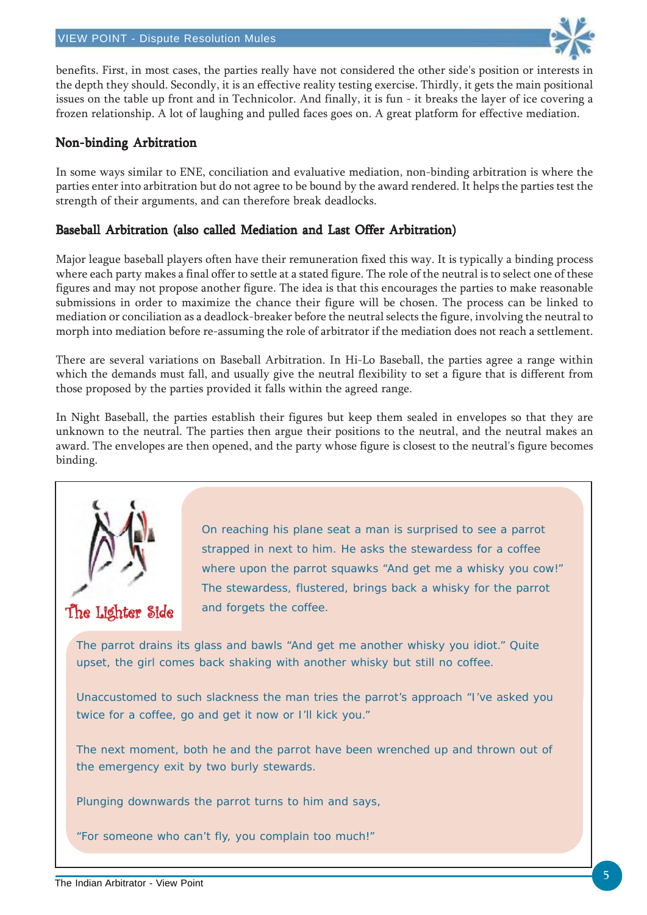benefits. First, in most cases, the parties really have not considered the other side's position or interests in the depth they should. Secondly, it is an effective reality testing exercise. Thirdly, it gets the main positional issues on the table up front and in Technicolor. And finally, it is fun - it breaks the layer of ice covering a frozen relationship. A lot of laughing and pulled faces goes on. A great platform for effective mediation.

### Non-binding Arbitration

In some ways similar to ENE, conciliation and evaluative mediation, non-binding arbitration is where the parties enter into arbitration but do not agree to be bound by the award rendered. It helps the parties test the strength of their arguments, and can therefore break deadlocks.

### Baseball Arbitration (also called Mediation and Last Offer Arbitration)

Major league baseball players often have their remuneration fixed this way. It is typically a binding process where each party makes a final offer to settle at a stated figure. The role of the neutral is to select one of these figures and may not propose another figure. The idea is that this encourages the parties to make reasonable submissions in order to maximize the chance their figure will be chosen. The process can be linked to mediation or conciliation as a deadlock-breaker before the neutral selects the figure, involving the neutral to morph into mediation before re-assuming the role of arbitrator if the mediation does not reach a settlement.

There are several variations on Baseball Arbitration. In Hi-Lo Baseball, the parties agree a range within which the demands must fall, and usually give the neutral flexibility to set a figure that is different from those proposed by the parties provided it falls within the agreed range.

In Night Baseball, the parties establish their figures but keep them sealed in envelopes so that they are unknown to the neutral. The parties then argue their positions to the neutral, and the neutral makes an award. The envelopes are then opened, and the party whose figure is closest to the neutral's figure becomes binding.

**The Lighter Side**

On reaching his plane seat a man is surprised to see a parrot strapped in next to him. He asks the stewardess for a coffee where upon the parrot squawks "And get me a whisky you cow!" The stewardess, flustered, brings back a whisky for the parrot and forgets the coffee.

The parrot drains its glass and bawls "And get me another whisky you idiot." Quite upset, the girl comes back shaking with another whisky but still no coffee.

Unaccustomed to such slackness the man tries the parrot's approach "I've asked you twice for a coffee, go and get it now or I'll kick you."

The next moment, both he and the parrot have been wrenched up and thrown out of the emergency exit by two burly stewards.

Plunging downwards the parrot turns to him and says,

"For someone who can't fly, you complain too much!"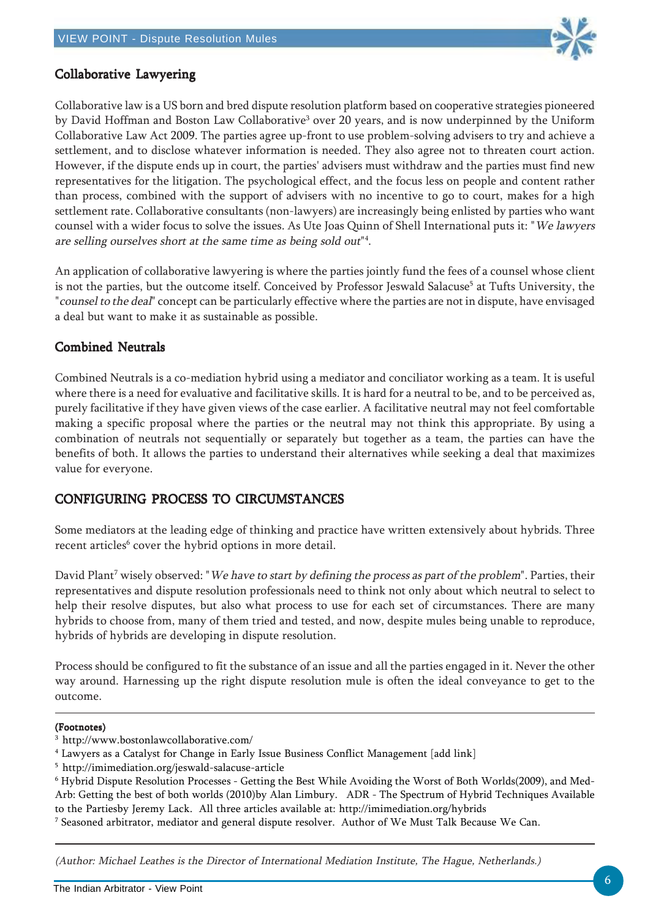## Collaborative Lawyering

Collaborative law is a US born and bred dispute resolution platform based on cooperative strategies pioneered by David Hoffman and Boston Law Collaborative[3] over 20 years, and is now underpinned by the Uniform Collaborative Law Act 2009. The parties agree up-front to use problem-solving advisers to try and achieve a settlement, and to disclose whatever information is needed. They also agree not to threaten court action. However, if the dispute ends up in court, the parties' advisers must withdraw and the parties must find new representatives for the litigation. The psychological effect, and the focus less on people and content rather than process, combined with the support of advisers with no incentive to go to court, makes for a high settlement rate. Collaborative consultants (non-lawyers) are increasingly being enlisted by parties who want counsel with a wider focus to solve the issues. As Ute Joas Quinn of Shell International puts it: "*We lawyers are selling ourselves short at the same time as being sold out*"[4].

An application of collaborative lawyering is where the parties jointly fund the fees of a counsel whose client is not the parties, but the outcome itself. Conceived by Professor Jeswald Salacuse[5] at Tufts University, the "*counsel to the deal*" concept can be particularly effective where the parties are not in dispute, have envisaged a deal but want to make it as sustainable as possible.

## Combined Neutrals

Combined Neutrals is a co-mediation hybrid using a mediator and conciliator working as a team. It is useful where there is a need for evaluative and facilitative skills. It is hard for a neutral to be, and to be perceived as, purely facilitative if they have given views of the case earlier. A facilitative neutral may not feel comfortable making a specific proposal where the parties or the neutral may not think this appropriate. By using a combination of neutrals not sequentially or separately but together as a team, the parties can have the benefits of both. It allows the parties to understand their alternatives while seeking a deal that maximizes value for everyone.

## CONFIGURING PROCESS TO CIRCUMSTANCES

Some mediators at the leading edge of thinking and practice have written extensively about hybrids. Three recent articles[6] cover the hybrid options in more detail.

David Plant[7] wisely observed: "*We have to start by defining the process as part of the problem*". Parties, their representatives and dispute resolution professionals need to think not only about which neutral to select to help their resolve disputes, but also what process to use for each set of circumstances. There are many hybrids to choose from, many of them tried and tested, and now, despite mules being unable to reproduce, hybrids of hybrids are developing in dispute resolution.

Process should be configured to fit the substance of an issue and all the parties engaged in it. Never the other way around. Harnessing up the right dispute resolution mule is often the ideal conveyance to get to the outcome.

---

**(Footnotes)**

[3] http://www.bostonlawcollaborative.com/

[4] Lawyers as a Catalyst for Change in Early Issue Business Conflict Management [add link]

[5] http://imimediation.org/jeswald-salacuse-article

[6] Hybrid Dispute Resolution Processes - Getting the Best While Avoiding the Worst of Both Worlds(2009), and Med-Arb: Getting the best of both worlds (2010)by Alan Limbury. ADR - The Spectrum of Hybrid Techniques Available to the Partiesby Jeremy Lack. All three articles available at: http://imimediation.org/hybrids

[7] Seasoned arbitrator, mediator and general dispute resolver. Author of We Must Talk Because We Can.

---

*(Author: Michael Leathes is the Director of International Mediation Institute, The Hague, Netherlands.)*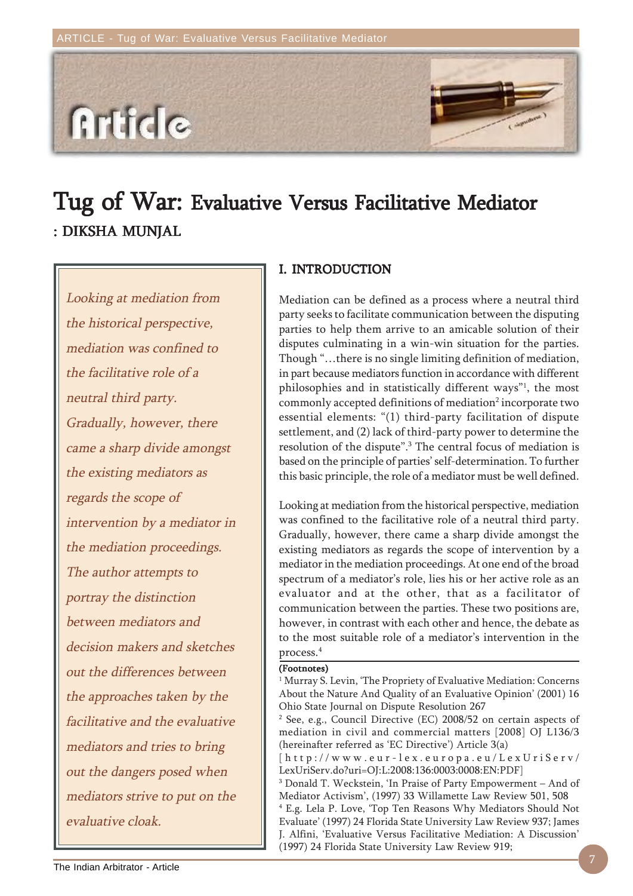# Tug of War: Evaluative Versus Facilitative Mediator

: DIKSHA MUNJAL

*Looking at mediation from the historical perspective, mediation was confined to the facilitative role of a neutral third party. Gradually, however, there came a sharp divide amongst the existing mediators as regards the scope of intervention by a mediator in the mediation proceedings. The author attempts to portray the distinction between mediators and decision makers and sketches out the differences between the approaches taken by the facilitative and the evaluative mediators and tries to bring out the dangers posed when mediators strive to put on the evaluative cloak.*

## I. INTRODUCTION

Mediation can be defined as a process where a neutral third party seeks to facilitate communication between the disputing parties to help them arrive to an amicable solution of their disputes culminating in a win-win situation for the parties. Though "…there is no single limiting definition of mediation, in part because mediators function in accordance with different philosophies and in statistically different ways"[1], the most commonly accepted definitions of mediation[2] incorporate two essential elements: "(1) third-party facilitation of dispute settlement, and (2) lack of third-party power to determine the resolution of the dispute".[3] The central focus of mediation is based on the principle of parties' self-determination. To further this basic principle, the role of a mediator must be well defined.

Looking at mediation from the historical perspective, mediation was confined to the facilitative role of a neutral third party. Gradually, however, there came a sharp divide amongst the existing mediators as regards the scope of intervention by a mediator in the mediation proceedings. At one end of the broad spectrum of a mediator's role, lies his or her active role as an evaluator and at the other, that as a facilitator of communication between the parties. These two positions are, however, in contrast with each other and hence, the debate as to the most suitable role of a mediator's intervention in the process.[4]

(Footnotes)

[1] Murray S. Levin, 'The Propriety of Evaluative Mediation: Concerns About the Nature And Quality of an Evaluative Opinion' (2001) 16 Ohio State Journal on Dispute Resolution 267

[2] See, e.g., Council Directive (EC) 2008/52 on certain aspects of mediation in civil and commercial matters [2008] OJ L136/3 (hereinafter referred as 'EC Directive') Article 3(a) [http://www.eur-lex.europa.eu/LexUriServ/LexUriServ.do?uri=OJ:L:2008:136:0003:0008:EN:PDF]

[3] Donald T. Weckstein, 'In Praise of Party Empowerment – And of Mediator Activism', (1997) 33 Willamette Law Review 501, 508

[4] E.g. Lela P. Love, 'Top Ten Reasons Why Mediators Should Not Evaluate' (1997) 24 Florida State University Law Review 937; James J. Alfini, 'Evaluative Versus Facilitative Mediation: A Discussion' (1997) 24 Florida State University Law Review 919;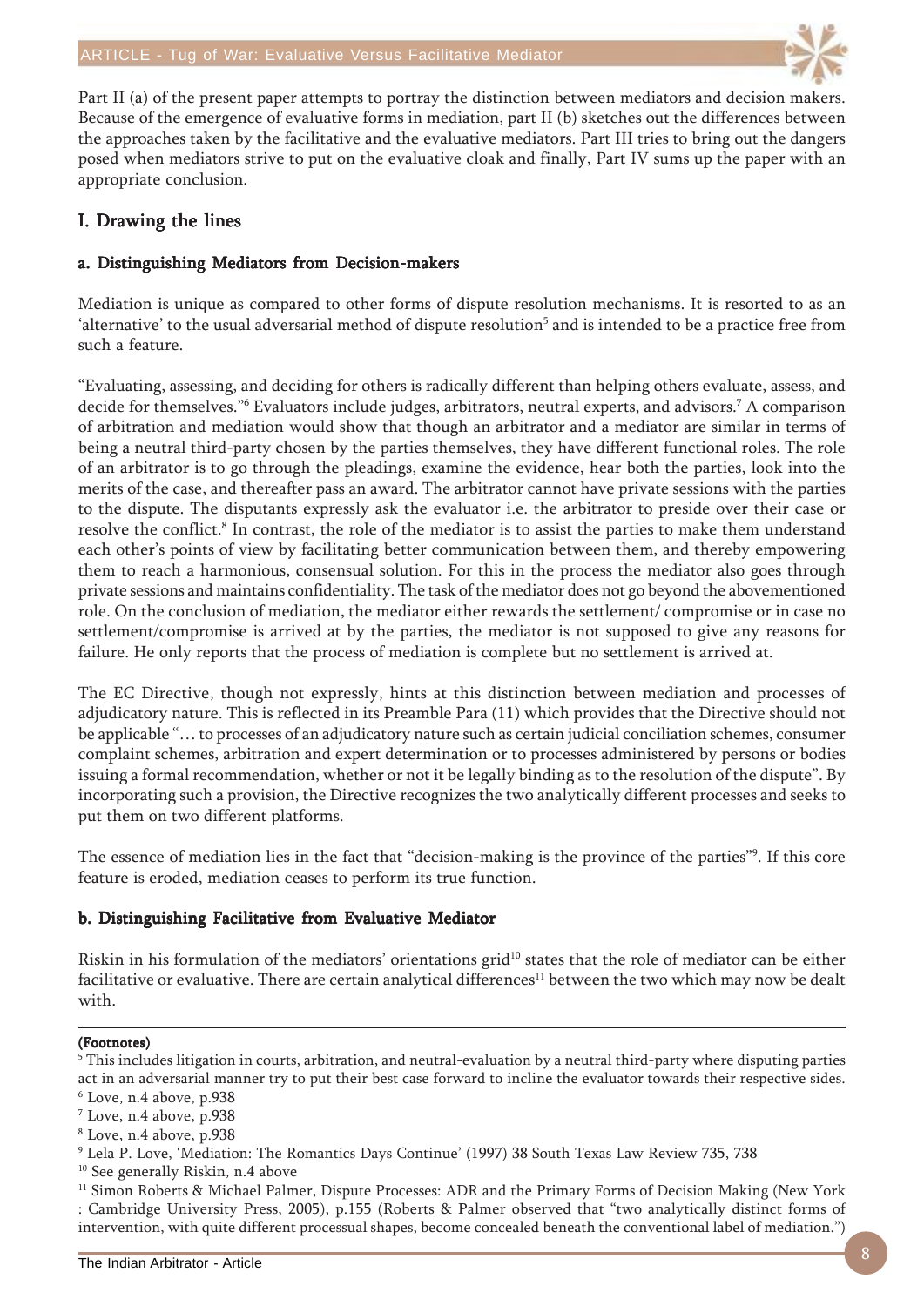Part II (a) of the present paper attempts to portray the distinction between mediators and decision makers. Because of the emergence of evaluative forms in mediation, part II (b) sketches out the differences between the approaches taken by the facilitative and the evaluative mediators. Part III tries to bring out the dangers posed when mediators strive to put on the evaluative cloak and finally, Part IV sums up the paper with an appropriate conclusion.

## I. Drawing the lines

### a. Distinguishing Mediators from Decision-makers

Mediation is unique as compared to other forms of dispute resolution mechanisms. It is resorted to as an 'alternative' to the usual adversarial method of dispute resolution[5] and is intended to be a practice free from such a feature.

"Evaluating, assessing, and deciding for others is radically different than helping others evaluate, assess, and decide for themselves."[6] Evaluators include judges, arbitrators, neutral experts, and advisors.[7] A comparison of arbitration and mediation would show that though an arbitrator and a mediator are similar in terms of being a neutral third-party chosen by the parties themselves, they have different functional roles. The role of an arbitrator is to go through the pleadings, examine the evidence, hear both the parties, look into the merits of the case, and thereafter pass an award. The arbitrator cannot have private sessions with the parties to the dispute. The disputants expressly ask the evaluator i.e. the arbitrator to preside over their case or resolve the conflict.[8] In contrast, the role of the mediator is to assist the parties to make them understand each other's points of view by facilitating better communication between them, and thereby empowering them to reach a harmonious, consensual solution. For this in the process the mediator also goes through private sessions and maintains confidentiality. The task of the mediator does not go beyond the abovementioned role. On the conclusion of mediation, the mediator either rewards the settlement/ compromise or in case no settlement/compromise is arrived at by the parties, the mediator is not supposed to give any reasons for failure. He only reports that the process of mediation is complete but no settlement is arrived at.

The EC Directive, though not expressly, hints at this distinction between mediation and processes of adjudicatory nature. This is reflected in its Preamble Para (11) which provides that the Directive should not be applicable "… to processes of an adjudicatory nature such as certain judicial conciliation schemes, consumer complaint schemes, arbitration and expert determination or to processes administered by persons or bodies issuing a formal recommendation, whether or not it be legally binding as to the resolution of the dispute". By incorporating such a provision, the Directive recognizes the two analytically different processes and seeks to put them on two different platforms.

The essence of mediation lies in the fact that "decision-making is the province of the parties"[9]. If this core feature is eroded, mediation ceases to perform its true function.

### b. Distinguishing Facilitative from Evaluative Mediator

Riskin in his formulation of the mediators' orientations grid[10] states that the role of mediator can be either facilitative or evaluative. There are certain analytical differences[11] between the two which may now be dealt with.

---

**(Footnotes)**

[5] This includes litigation in courts, arbitration, and neutral-evaluation by a neutral third-party where disputing parties act in an adversarial manner try to put their best case forward to incline the evaluator towards their respective sides.

[6] Love, n.4 above, p.938

[7] Love, n.4 above, p.938

[8] Love, n.4 above, p.938

[9] Lela P. Love, 'Mediation: The Romantics Days Continue' (1997) 38 South Texas Law Review 735, 738

[10] See generally Riskin, n.4 above

[11] Simon Roberts & Michael Palmer, Dispute Processes: ADR and the Primary Forms of Decision Making (New York : Cambridge University Press, 2005), p.155 (Roberts & Palmer observed that "two analytically distinct forms of intervention, with quite different processual shapes, become concealed beneath the conventional label of mediation.")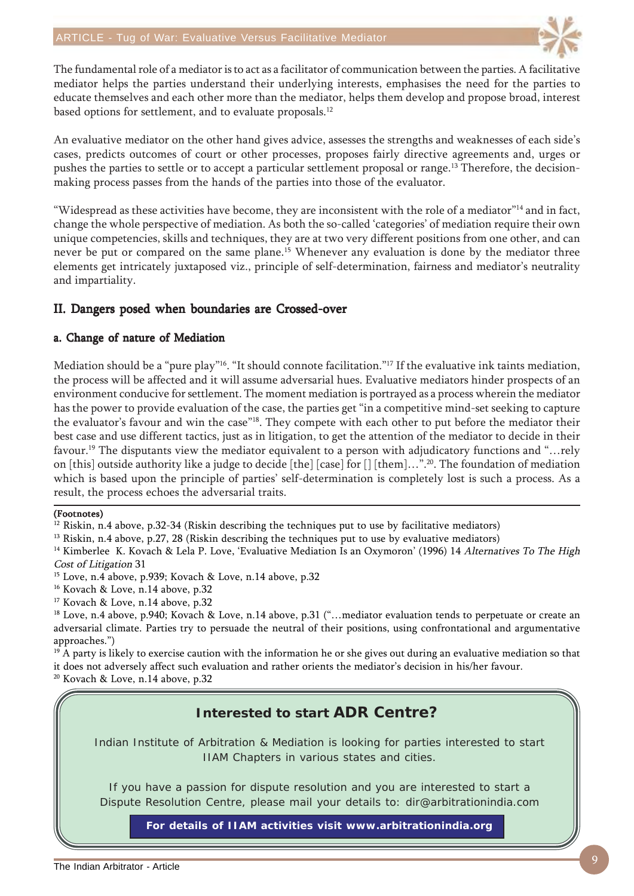The fundamental role of a mediator is to act as a facilitator of communication between the parties. A facilitative mediator helps the parties understand their underlying interests, emphasises the need for the parties to educate themselves and each other more than the mediator, helps them develop and propose broad, interest based options for settlement, and to evaluate proposals.[12]

An evaluative mediator on the other hand gives advice, assesses the strengths and weaknesses of each side's cases, predicts outcomes of court or other processes, proposes fairly directive agreements and, urges or pushes the parties to settle or to accept a particular settlement proposal or range.[13] Therefore, the decision-making process passes from the hands of the parties into those of the evaluator.

"Widespread as these activities have become, they are inconsistent with the role of a mediator"[14] and in fact, change the whole perspective of mediation. As both the so-called 'categories' of mediation require their own unique competencies, skills and techniques, they are at two very different positions from one other, and can never be put or compared on the same plane.[15] Whenever any evaluation is done by the mediator three elements get intricately juxtaposed viz., principle of self-determination, fairness and mediator's neutrality and impartiality.

## II. Dangers posed when boundaries are Crossed-over

### a. Change of nature of Mediation

Mediation should be a "pure play"[16]. "It should connote facilitation."[17] If the evaluative ink taints mediation, the process will be affected and it will assume adversarial hues. Evaluative mediators hinder prospects of an environment conducive for settlement. The moment mediation is portrayed as a process wherein the mediator has the power to provide evaluation of the case, the parties get "in a competitive mind-set seeking to capture the evaluator's favour and win the case"[18]. They compete with each other to put before the mediator their best case and use different tactics, just as in litigation, to get the attention of the mediator to decide in their favour.[19] The disputants view the mediator equivalent to a person with adjudicatory functions and "…rely on [this] outside authority like a judge to decide [the] [case] for [] [them]…".[20]. The foundation of mediation which is based upon the principle of parties' self-determination is completely lost is such a process. As a result, the process echoes the adversarial traits.

**(Footnotes)**

[12] Riskin, n.4 above, p.32-34 (Riskin describing the techniques put to use by facilitative mediators)

[13] Riskin, n.4 above, p.27, 28 (Riskin describing the techniques put to use by evaluative mediators)

[14] Kimberlee K. Kovach & Lela P. Love, 'Evaluative Mediation Is an Oxymoron' (1996) 14 *Alternatives To The High Cost of Litigation* 31

[15] Love, n.4 above, p.939; Kovach & Love, n.14 above, p.32

[16] Kovach & Love, n.14 above, p.32

[17] Kovach & Love, n.14 above, p.32

[18] Love, n.4 above, p.940; Kovach & Love, n.14 above, p.31 ("…mediator evaluation tends to perpetuate or create an adversarial climate. Parties try to persuade the neutral of their positions, using confrontational and argumentative approaches.")

[19] A party is likely to exercise caution with the information he or she gives out during an evaluative mediation so that it does not adversely affect such evaluation and rather orients the mediator's decision in his/her favour.

[20] Kovach & Love, n.14 above, p.32

**Interested to start ADR Centre?**

Indian Institute of Arbitration & Mediation is looking for parties interested to start IIAM Chapters in various states and cities.

If you have a passion for dispute resolution and you are interested to start a Dispute Resolution Centre, please mail your details to: dir@arbitrationindia.com

**For details of IIAM activities visit www.arbitrationindia.org**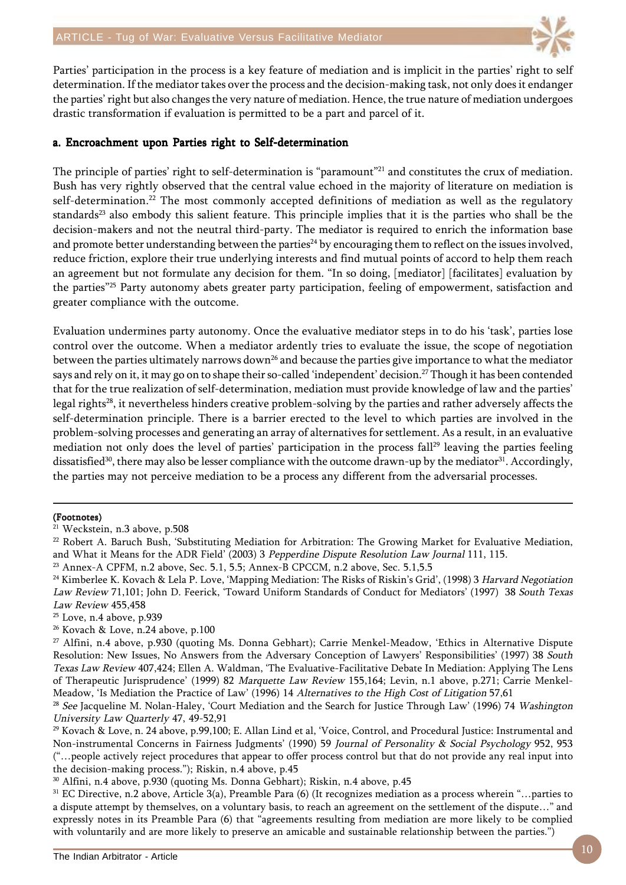Parties' participation in the process is a key feature of mediation and is implicit in the parties' right to self determination. If the mediator takes over the process and the decision-making task, not only does it endanger the parties' right but also changes the very nature of mediation. Hence, the true nature of mediation undergoes drastic transformation if evaluation is permitted to be a part and parcel of it.

### a. Encroachment upon Parties right to Self-determination

The principle of parties' right to self-determination is "paramount"[21] and constitutes the crux of mediation. Bush has very rightly observed that the central value echoed in the majority of literature on mediation is self-determination.[22] The most commonly accepted definitions of mediation as well as the regulatory standards[23] also embody this salient feature. This principle implies that it is the parties who shall be the decision-makers and not the neutral third-party. The mediator is required to enrich the information base and promote better understanding between the parties[24] by encouraging them to reflect on the issues involved, reduce friction, explore their true underlying interests and find mutual points of accord to help them reach an agreement but not formulate any decision for them. "In so doing, [mediator] [facilitates] evaluation by the parties"[25] Party autonomy abets greater party participation, feeling of empowerment, satisfaction and greater compliance with the outcome.

Evaluation undermines party autonomy. Once the evaluative mediator steps in to do his 'task', parties lose control over the outcome. When a mediator ardently tries to evaluate the issue, the scope of negotiation between the parties ultimately narrows down[26] and because the parties give importance to what the mediator says and rely on it, it may go on to shape their so-called 'independent' decision.[27] Though it has been contended that for the true realization of self-determination, mediation must provide knowledge of law and the parties' legal rights[28], it nevertheless hinders creative problem-solving by the parties and rather adversely affects the self-determination principle. There is a barrier erected to the level to which parties are involved in the problem-solving processes and generating an array of alternatives for settlement. As a result, in an evaluative mediation not only does the level of parties' participation in the process fall[29] leaving the parties feeling dissatisfied[30], there may also be lesser compliance with the outcome drawn-up by the mediator[31]. Accordingly, the parties may not perceive mediation to be a process any different from the adversarial processes.

---

**(Footnotes)**

[21] Weckstein, n.3 above, p.508

[22] Robert A. Baruch Bush, 'Substituting Mediation for Arbitration: The Growing Market for Evaluative Mediation, and What it Means for the ADR Field' (2003) 3 *Pepperdine Dispute Resolution Law Journal* 111, 115.

[23] Annex-A CPFM, n.2 above, Sec. 5.1, 5.5; Annex-B CPCCM, n.2 above, Sec. 5.1,5.5

[24] Kimberlee K. Kovach & Lela P. Love, 'Mapping Mediation: The Risks of Riskin's Grid', (1998) 3 *Harvard Negotiation Law Review* 71,101; John D. Feerick, 'Toward Uniform Standards of Conduct for Mediators' (1997) 38 *South Texas Law Review* 455,458

[25] Love, n.4 above, p.939

[26] Kovach & Love, n.24 above, p.100

[27] Alfini, n.4 above, p.930 (quoting Ms. Donna Gebhart); Carrie Menkel-Meadow, 'Ethics in Alternative Dispute Resolution: New Issues, No Answers from the Adversary Conception of Lawyers' Responsibilities' (1997) 38 *South Texas Law Review* 407,424; Ellen A. Waldman, 'The Evaluative-Facilitative Debate In Mediation: Applying The Lens of Therapeutic Jurisprudence' (1999) 82 *Marquette Law Review* 155,164; Levin, n.1 above, p.271; Carrie Menkel-Meadow, 'Is Mediation the Practice of Law' (1996) 14 *Alternatives to the High Cost of Litigation* 57,61

[28] *See* Jacqueline M. Nolan-Haley, 'Court Mediation and the Search for Justice Through Law' (1996) 74 *Washington University Law Quarterly* 47, 49-52,91

[29] Kovach & Love, n. 24 above, p.99,100; E. Allan Lind et al, 'Voice, Control, and Procedural Justice: Instrumental and Non-instrumental Concerns in Fairness Judgments' (1990) 59 *Journal of Personality & Social Psychology* 952, 953 ("…people actively reject procedures that appear to offer process control but that do not provide any real input into the decision-making process."); Riskin, n.4 above, p.45

[30] Alfini, n.4 above, p.930 (quoting Ms. Donna Gebhart); Riskin, n.4 above, p.45

[31] EC Directive, n.2 above, Article 3(a), Preamble Para (6) (It recognizes mediation as a process wherein "…parties to a dispute attempt by themselves, on a voluntary basis, to reach an agreement on the settlement of the dispute…" and expressly notes in its Preamble Para (6) that "agreements resulting from mediation are more likely to be complied with voluntarily and are more likely to preserve an amicable and sustainable relationship between the parties.")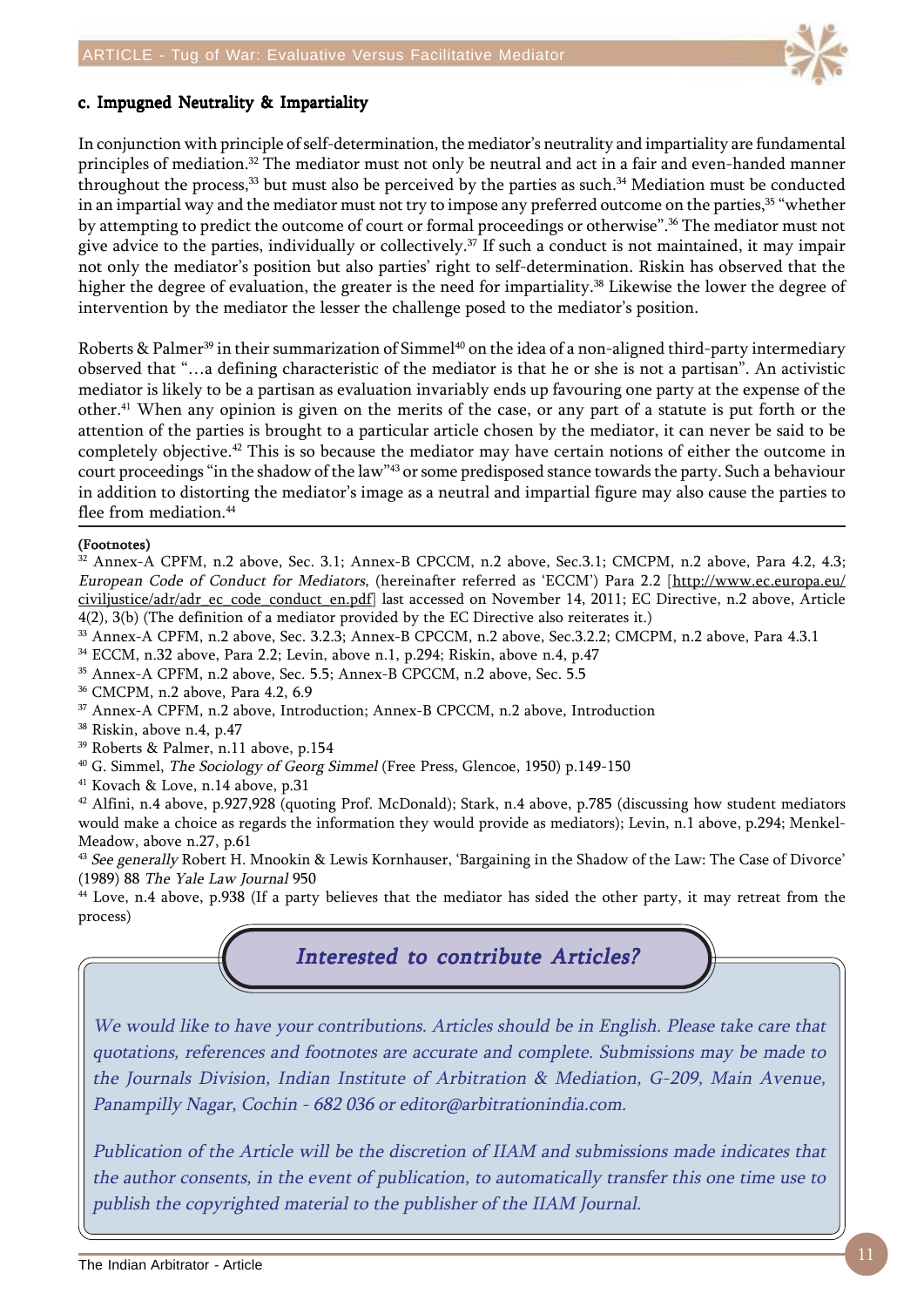### c. Impugned Neutrality & Impartiality

In conjunction with principle of self-determination, the mediator's neutrality and impartiality are fundamental principles of mediation.[32] The mediator must not only be neutral and act in a fair and even-handed manner throughout the process,[33] but must also be perceived by the parties as such.[34] Mediation must be conducted in an impartial way and the mediator must not try to impose any preferred outcome on the parties,[35] "whether by attempting to predict the outcome of court or formal proceedings or otherwise".[36] The mediator must not give advice to the parties, individually or collectively.[37] If such a conduct is not maintained, it may impair not only the mediator's position but also parties' right to self-determination. Riskin has observed that the higher the degree of evaluation, the greater is the need for impartiality.[38] Likewise the lower the degree of intervention by the mediator the lesser the challenge posed to the mediator's position.

Roberts & Palmer[39] in their summarization of Simmel[40] on the idea of a non-aligned third-party intermediary observed that "…a defining characteristic of the mediator is that he or she is not a partisan". An activistic mediator is likely to be a partisan as evaluation invariably ends up favouring one party at the expense of the other.[41] When any opinion is given on the merits of the case, or any part of a statute is put forth or the attention of the parties is brought to a particular article chosen by the mediator, it can never be said to be completely objective.[42] This is so because the mediator may have certain notions of either the outcome in court proceedings "in the shadow of the law"[43] or some predisposed stance towards the party. Such a behaviour in addition to distorting the mediator's image as a neutral and impartial figure may also cause the parties to flee from mediation.[44]

---

**(Footnotes)**

[32] Annex-A CPFM, n.2 above, Sec. 3.1; Annex-B CPCCM, n.2 above, Sec.3.1; CMCPM, n.2 above, Para 4.2, 4.3; *European Code of Conduct for Mediators*, (hereinafter referred as 'ECCM') Para 2.2 [http://www.ec.europa.eu/civiljustice/adr/adr_ec_code_conduct_en.pdf] last accessed on November 14, 2011; EC Directive, n.2 above, Article 4(2), 3(b) (The definition of a mediator provided by the EC Directive also reiterates it.)

[33] Annex-A CPFM, n.2 above, Sec. 3.2.3; Annex-B CPCCM, n.2 above, Sec.3.2.2; CMCPM, n.2 above, Para 4.3.1

[34] ECCM, n.32 above, Para 2.2; Levin, above n.1, p.294; Riskin, above n.4, p.47

[35] Annex-A CPFM, n.2 above, Sec. 5.5; Annex-B CPCCM, n.2 above, Sec. 5.5

[36] CMCPM, n.2 above, Para 4.2, 6.9

[37] Annex-A CPFM, n.2 above, Introduction; Annex-B CPCCM, n.2 above, Introduction

[38] Riskin, above n.4, p.47

[39] Roberts & Palmer, n.11 above, p.154

[40] G. Simmel, *The Sociology of Georg Simmel* (Free Press, Glencoe, 1950) p.149-150

[41] Kovach & Love, n.14 above, p.31

[42] Alfini, n.4 above, p.927,928 (quoting Prof. McDonald); Stark, n.4 above, p.785 (discussing how student mediators would make a choice as regards the information they would provide as mediators); Levin, n.1 above, p.294; Menkel-Meadow, above n.27, p.61

[43] *See generally* Robert H. Mnookin & Lewis Kornhauser, 'Bargaining in the Shadow of the Law: The Case of Divorce' (1989) 88 *The Yale Law Journal* 950

[44] Love, n.4 above, p.938 (If a party believes that the mediator has sided the other party, it may retreat from the process)

---

***Interested to contribute Articles?***

*We would like to have your contributions. Articles should be in English. Please take care that quotations, references and footnotes are accurate and complete. Submissions may be made to the Journals Division, Indian Institute of Arbitration & Mediation, G-209, Main Avenue, Panampilly Nagar, Cochin - 682 036 or editor@arbitrationindia.com.*

*Publication of the Article will be the discretion of IIAM and submissions made indicates that the author consents, in the event of publication, to automatically transfer this one time use to publish the copyrighted material to the publisher of the IIAM Journal.*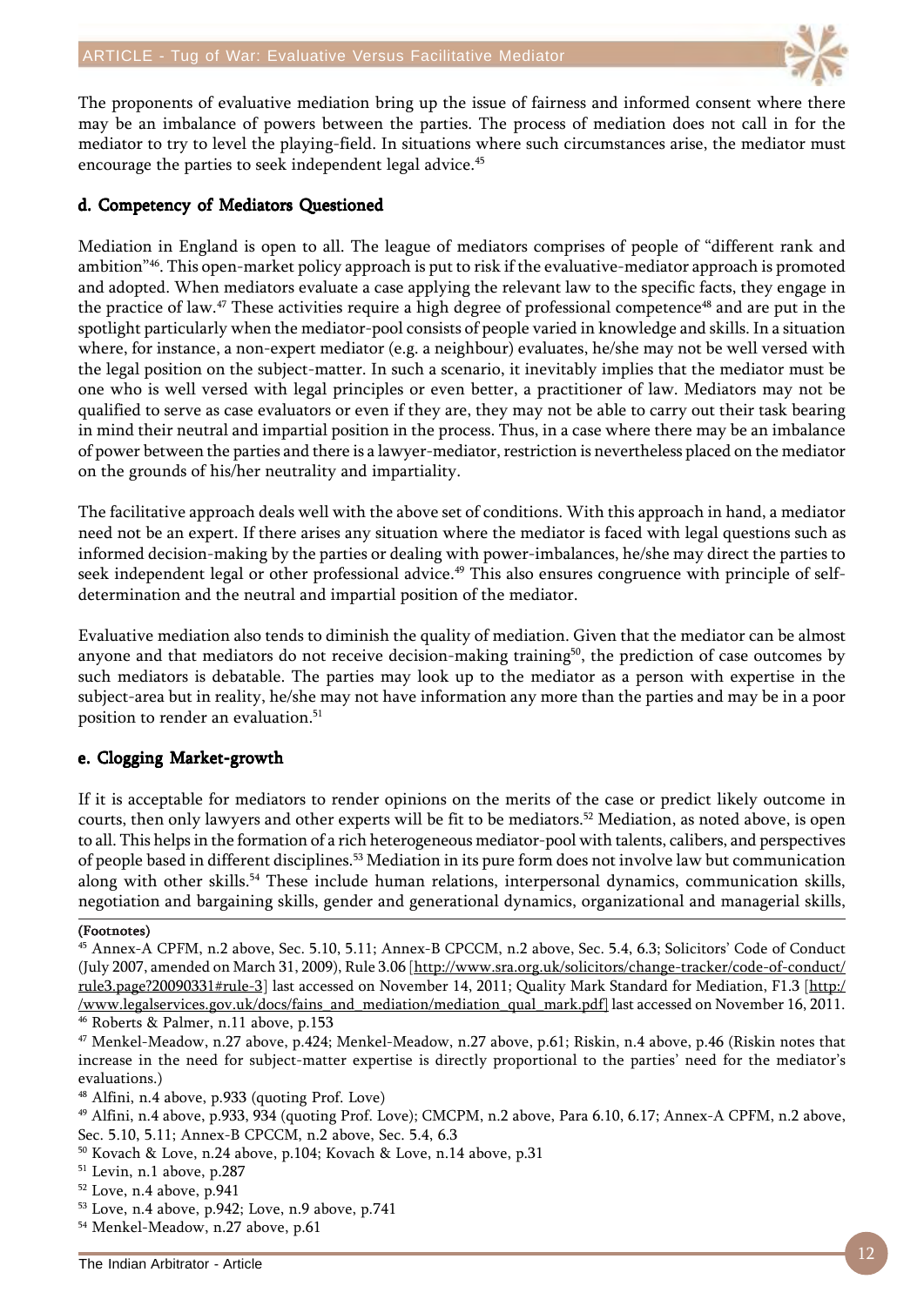The proponents of evaluative mediation bring up the issue of fairness and informed consent where there may be an imbalance of powers between the parties. The process of mediation does not call in for the mediator to try to level the playing-field. In situations where such circumstances arise, the mediator must encourage the parties to seek independent legal advice.[45]

### d. Competency of Mediators Questioned

Mediation in England is open to all. The league of mediators comprises of people of "different rank and ambition"[46]. This open-market policy approach is put to risk if the evaluative-mediator approach is promoted and adopted. When mediators evaluate a case applying the relevant law to the specific facts, they engage in the practice of law.[47] These activities require a high degree of professional competence[48] and are put in the spotlight particularly when the mediator-pool consists of people varied in knowledge and skills. In a situation where, for instance, a non-expert mediator (e.g. a neighbour) evaluates, he/she may not be well versed with the legal position on the subject-matter. In such a scenario, it inevitably implies that the mediator must be one who is well versed with legal principles or even better, a practitioner of law. Mediators may not be qualified to serve as case evaluators or even if they are, they may not be able to carry out their task bearing in mind their neutral and impartial position in the process. Thus, in a case where there may be an imbalance of power between the parties and there is a lawyer-mediator, restriction is nevertheless placed on the mediator on the grounds of his/her neutrality and impartiality.

The facilitative approach deals well with the above set of conditions. With this approach in hand, a mediator need not be an expert. If there arises any situation where the mediator is faced with legal questions such as informed decision-making by the parties or dealing with power-imbalances, he/she may direct the parties to seek independent legal or other professional advice.[49] This also ensures congruence with principle of self-determination and the neutral and impartial position of the mediator.

Evaluative mediation also tends to diminish the quality of mediation. Given that the mediator can be almost anyone and that mediators do not receive decision-making training[50], the prediction of case outcomes by such mediators is debatable. The parties may look up to the mediator as a person with expertise in the subject-area but in reality, he/she may not have information any more than the parties and may be in a poor position to render an evaluation.[51]

### e. Clogging Market-growth

If it is acceptable for mediators to render opinions on the merits of the case or predict likely outcome in courts, then only lawyers and other experts will be fit to be mediators.[52] Mediation, as noted above, is open to all. This helps in the formation of a rich heterogeneous mediator-pool with talents, calibers, and perspectives of people based in different disciplines.[53] Mediation in its pure form does not involve law but communication along with other skills.[54] These include human relations, interpersonal dynamics, communication skills, negotiation and bargaining skills, gender and generational dynamics, organizational and managerial skills,

**(Footnotes)**

[45] Annex-A CPFM, n.2 above, Sec. 5.10, 5.11; Annex-B CPCCM, n.2 above, Sec. 5.4, 6.3; Solicitors' Code of Conduct (July 2007, amended on March 31, 2009), Rule 3.06 [http://www.sra.org.uk/solicitors/change-tracker/code-of-conduct/rule3.page?20090331#rule-3] last accessed on November 14, 2011; Quality Mark Standard for Mediation, F1.3 [http://www.legalservices.gov.uk/docs/fains_and_mediation/mediation_qual_mark.pdf] last accessed on November 16, 2011.

[46] Roberts & Palmer, n.11 above, p.153

[47] Menkel-Meadow, n.27 above, p.424; Menkel-Meadow, n.27 above, p.61; Riskin, n.4 above, p.46 (Riskin notes that increase in the need for subject-matter expertise is directly proportional to the parties' need for the mediator's evaluations.)

[48] Alfini, n.4 above, p.933 (quoting Prof. Love)

[49] Alfini, n.4 above, p.933, 934 (quoting Prof. Love); CMCPM, n.2 above, Para 6.10, 6.17; Annex-A CPFM, n.2 above, Sec. 5.10, 5.11; Annex-B CPCCM, n.2 above, Sec. 5.4, 6.3

[50] Kovach & Love, n.24 above, p.104; Kovach & Love, n.14 above, p.31

[51] Levin, n.1 above, p.287

[52] Love, n.4 above, p.941

[53] Love, n.4 above, p.942; Love, n.9 above, p.741

[54] Menkel-Meadow, n.27 above, p.61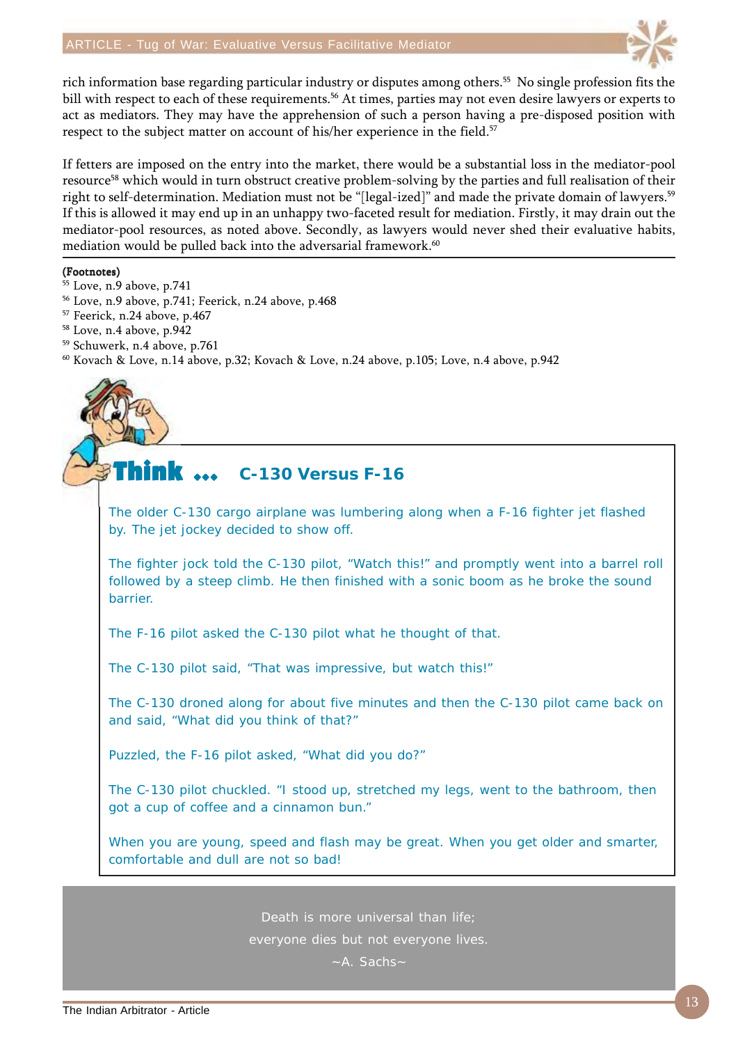rich information base regarding particular industry or disputes among others.[55] No single profession fits the bill with respect to each of these requirements.[56] At times, parties may not even desire lawyers or experts to act as mediators. They may have the apprehension of such a person having a pre-disposed position with respect to the subject matter on account of his/her experience in the field.[57]

If fetters are imposed on the entry into the market, there would be a substantial loss in the mediator-pool resource[58] which would in turn obstruct creative problem-solving by the parties and full realisation of their right to self-determination. Mediation must not be "[legal-ized]" and made the private domain of lawyers.[59] If this is allowed it may end up in an unhappy two-faceted result for mediation. Firstly, it may drain out the mediator-pool resources, as noted above. Secondly, as lawyers would never shed their evaluative habits, mediation would be pulled back into the adversarial framework.[60]

**(Footnotes)**

[55] Love, n.9 above, p.741

[56] Love, n.9 above, p.741; Feerick, n.24 above, p.468

[57] Feerick, n.24 above, p.467

[58] Love, n.4 above, p.942

[59] Schuwerk, n.4 above, p.761

[60] Kovach & Love, n.14 above, p.32; Kovach & Love, n.24 above, p.105; Love, n.4 above, p.942

## Think ... C-130 Versus F-16

The older C-130 cargo airplane was lumbering along when a F-16 fighter jet flashed by. The jet jockey decided to show off.

The fighter jock told the C-130 pilot, "Watch this!" and promptly went into a barrel roll followed by a steep climb. He then finished with a sonic boom as he broke the sound barrier.

The F-16 pilot asked the C-130 pilot what he thought of that.

The C-130 pilot said, "That was impressive, but watch this!"

The C-130 droned along for about five minutes and then the C-130 pilot came back on and said, "What did you think of that?"

Puzzled, the F-16 pilot asked, "What did you do?"

The C-130 pilot chuckled. "I stood up, stretched my legs, went to the bathroom, then got a cup of coffee and a cinnamon bun."

When you are young, speed and flash may be great. When you get older and smarter, comfortable and dull are not so bad!

Death is more universal than life;
everyone dies but not everyone lives.
~A. Sachs~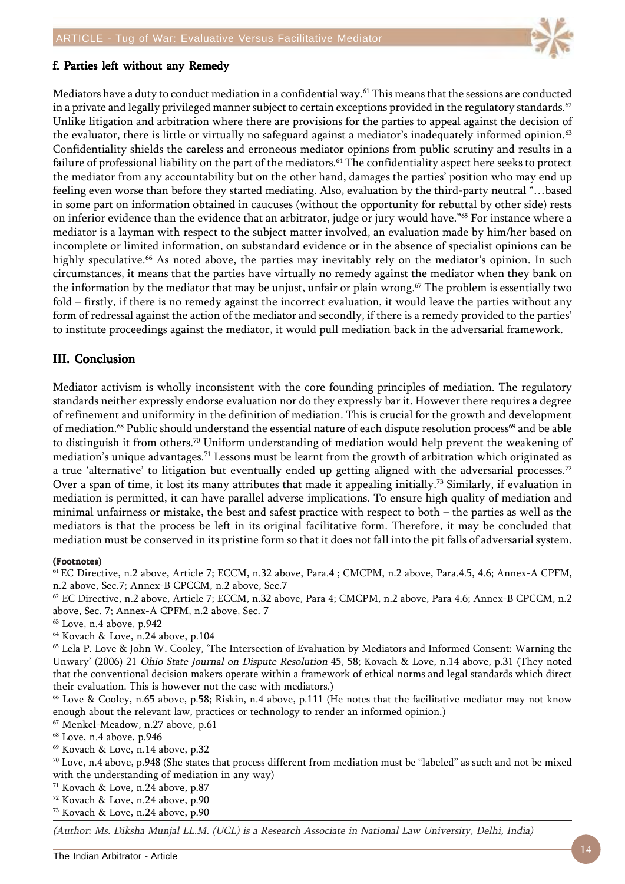### f. Parties left without any Remedy

Mediators have a duty to conduct mediation in a confidential way.[61] This means that the sessions are conducted in a private and legally privileged manner subject to certain exceptions provided in the regulatory standards.[62] Unlike litigation and arbitration where there are provisions for the parties to appeal against the decision of the evaluator, there is little or virtually no safeguard against a mediator's inadequately informed opinion.[63] Confidentiality shields the careless and erroneous mediator opinions from public scrutiny and results in a failure of professional liability on the part of the mediators.[64] The confidentiality aspect here seeks to protect the mediator from any accountability but on the other hand, damages the parties' position who may end up feeling even worse than before they started mediating. Also, evaluation by the third-party neutral "…based in some part on information obtained in caucuses (without the opportunity for rebuttal by other side) rests on inferior evidence than the evidence that an arbitrator, judge or jury would have."[65] For instance where a mediator is a layman with respect to the subject matter involved, an evaluation made by him/her based on incomplete or limited information, on substandard evidence or in the absence of specialist opinions can be highly speculative.[66] As noted above, the parties may inevitably rely on the mediator's opinion. In such circumstances, it means that the parties have virtually no remedy against the mediator when they bank on the information by the mediator that may be unjust, unfair or plain wrong.[67] The problem is essentially two fold – firstly, if there is no remedy against the incorrect evaluation, it would leave the parties without any form of redressal against the action of the mediator and secondly, if there is a remedy provided to the parties' to institute proceedings against the mediator, it would pull mediation back in the adversarial framework.

## III. Conclusion

Mediator activism is wholly inconsistent with the core founding principles of mediation. The regulatory standards neither expressly endorse evaluation nor do they expressly bar it. However there requires a degree of refinement and uniformity in the definition of mediation. This is crucial for the growth and development of mediation.[68] Public should understand the essential nature of each dispute resolution process[69] and be able to distinguish it from others.[70] Uniform understanding of mediation would help prevent the weakening of mediation's unique advantages.[71] Lessons must be learnt from the growth of arbitration which originated as a true 'alternative' to litigation but eventually ended up getting aligned with the adversarial processes.[72] Over a span of time, it lost its many attributes that made it appealing initially.[73] Similarly, if evaluation in mediation is permitted, it can have parallel adverse implications. To ensure high quality of mediation and minimal unfairness or mistake, the best and safest practice with respect to both – the parties as well as the mediators is that the process be left in its original facilitative form. Therefore, it may be concluded that mediation must be conserved in its pristine form so that it does not fall into the pit falls of adversarial system.

**(Footnotes)**

[61] EC Directive, n.2 above, Article 7; ECCM, n.32 above, Para.4 ; CMCPM, n.2 above, Para.4.5, 4.6; Annex-A CPFM, n.2 above, Sec.7; Annex-B CPCCM, n.2 above, Sec.7

[62] EC Directive, n.2 above, Article 7; ECCM, n.32 above, Para 4; CMCPM, n.2 above, Para 4.6; Annex-B CPCCM, n.2 above, Sec. 7; Annex-A CPFM, n.2 above, Sec. 7

[63] Love, n.4 above, p.942

[64] Kovach & Love, n.24 above, p.104

[65] Lela P. Love & John W. Cooley, 'The Intersection of Evaluation by Mediators and Informed Consent: Warning the Unwary' (2006) 21 *Ohio State Journal on Dispute Resolution* 45, 58; Kovach & Love, n.14 above, p.31 (They noted that the conventional decision makers operate within a framework of ethical norms and legal standards which direct their evaluation. This is however not the case with mediators.)

[66] Love & Cooley, n.65 above, p.58; Riskin, n.4 above, p.111 (He notes that the facilitative mediator may not know enough about the relevant law, practices or technology to render an informed opinion.)

[67] Menkel-Meadow, n.27 above, p.61

[68] Love, n.4 above, p.946

[69] Kovach & Love, n.14 above, p.32

[70] Love, n.4 above, p.948 (She states that process different from mediation must be "labeled" as such and not be mixed with the understanding of mediation in any way)

[71] Kovach & Love, n.24 above, p.87

[72] Kovach & Love, n.24 above, p.90

[73] Kovach & Love, n.24 above, p.90

*(Author: Ms. Diksha Munjal LL.M. (UCL) is a Research Associate in National Law University, Delhi, India)*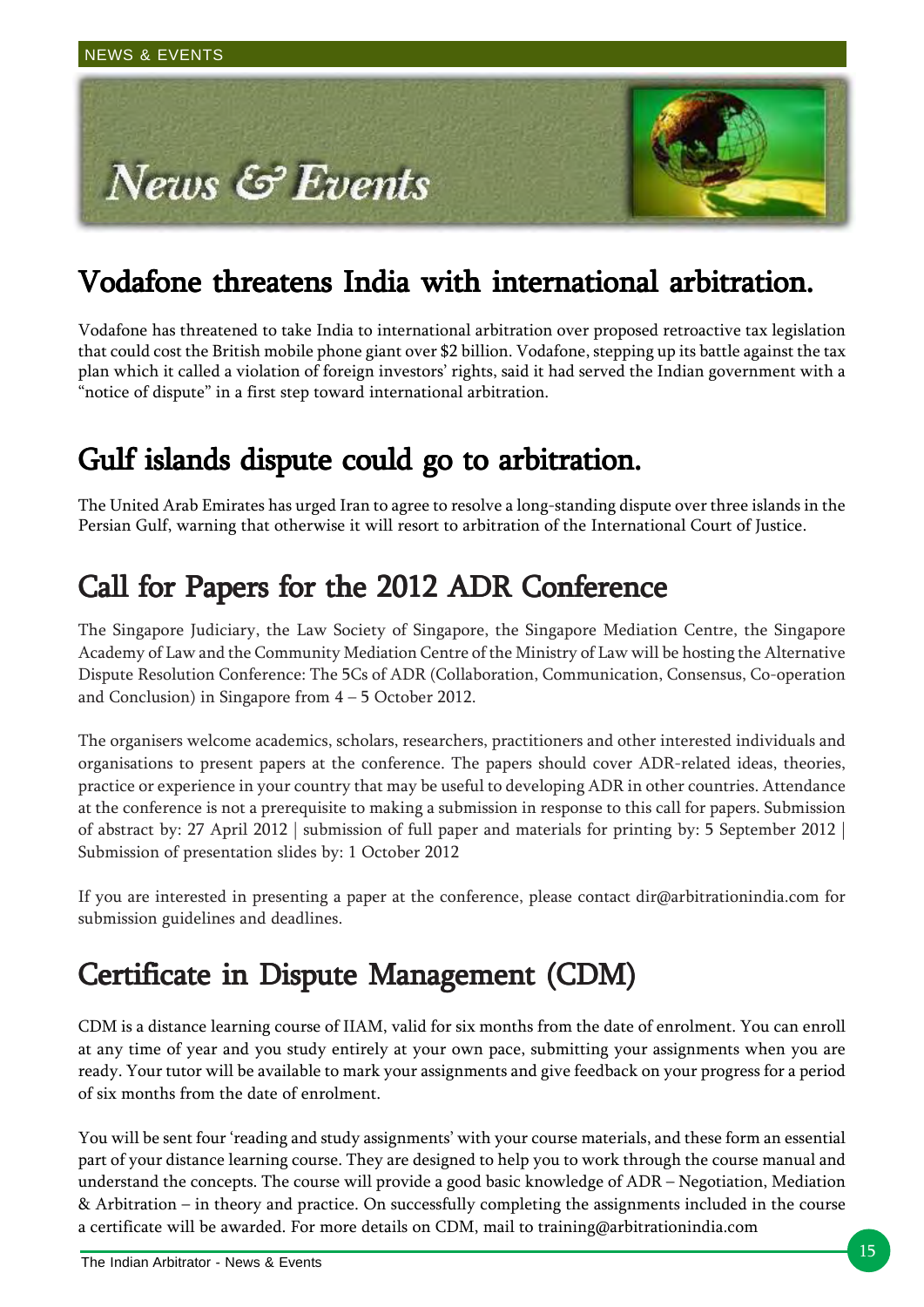# News & Events

## Vodafone threatens India with international arbitration.

Vodafone has threatened to take India to international arbitration over proposed retroactive tax legislation that could cost the British mobile phone giant over $2 billion. Vodafone, stepping up its battle against the tax plan which it called a violation of foreign investors' rights, said it had served the Indian government with a "notice of dispute" in a first step toward international arbitration.

## Gulf islands dispute could go to arbitration.

The United Arab Emirates has urged Iran to agree to resolve a long-standing dispute over three islands in the Persian Gulf, warning that otherwise it will resort to arbitration of the International Court of Justice.

## Call for Papers for the 2012 ADR Conference

The Singapore Judiciary, the Law Society of Singapore, the Singapore Mediation Centre, the Singapore Academy of Law and the Community Mediation Centre of the Ministry of Law will be hosting the Alternative Dispute Resolution Conference: The 5Cs of ADR (Collaboration, Communication, Consensus, Co-operation and Conclusion) in Singapore from 4 – 5 October 2012.

The organisers welcome academics, scholars, researchers, practitioners and other interested individuals and organisations to present papers at the conference. The papers should cover ADR-related ideas, theories, practice or experience in your country that may be useful to developing ADR in other countries. Attendance at the conference is not a prerequisite to making a submission in response to this call for papers. Submission of abstract by: 27 April 2012 | submission of full paper and materials for printing by: 5 September 2012 | Submission of presentation slides by: 1 October 2012

If you are interested in presenting a paper at the conference, please contact dir@arbitrationindia.com for submission guidelines and deadlines.

## Certificate in Dispute Management (CDM)

CDM is a distance learning course of IIAM, valid for six months from the date of enrolment. You can enroll at any time of year and you study entirely at your own pace, submitting your assignments when you are ready. Your tutor will be available to mark your assignments and give feedback on your progress for a period of six months from the date of enrolment.

You will be sent four 'reading and study assignments' with your course materials, and these form an essential part of your distance learning course. They are designed to help you to work through the course manual and understand the concepts. The course will provide a good basic knowledge of ADR – Negotiation, Mediation & Arbitration – in theory and practice. On successfully completing the assignments included in the course a certificate will be awarded. For more details on CDM, mail to training@arbitrationindia.com